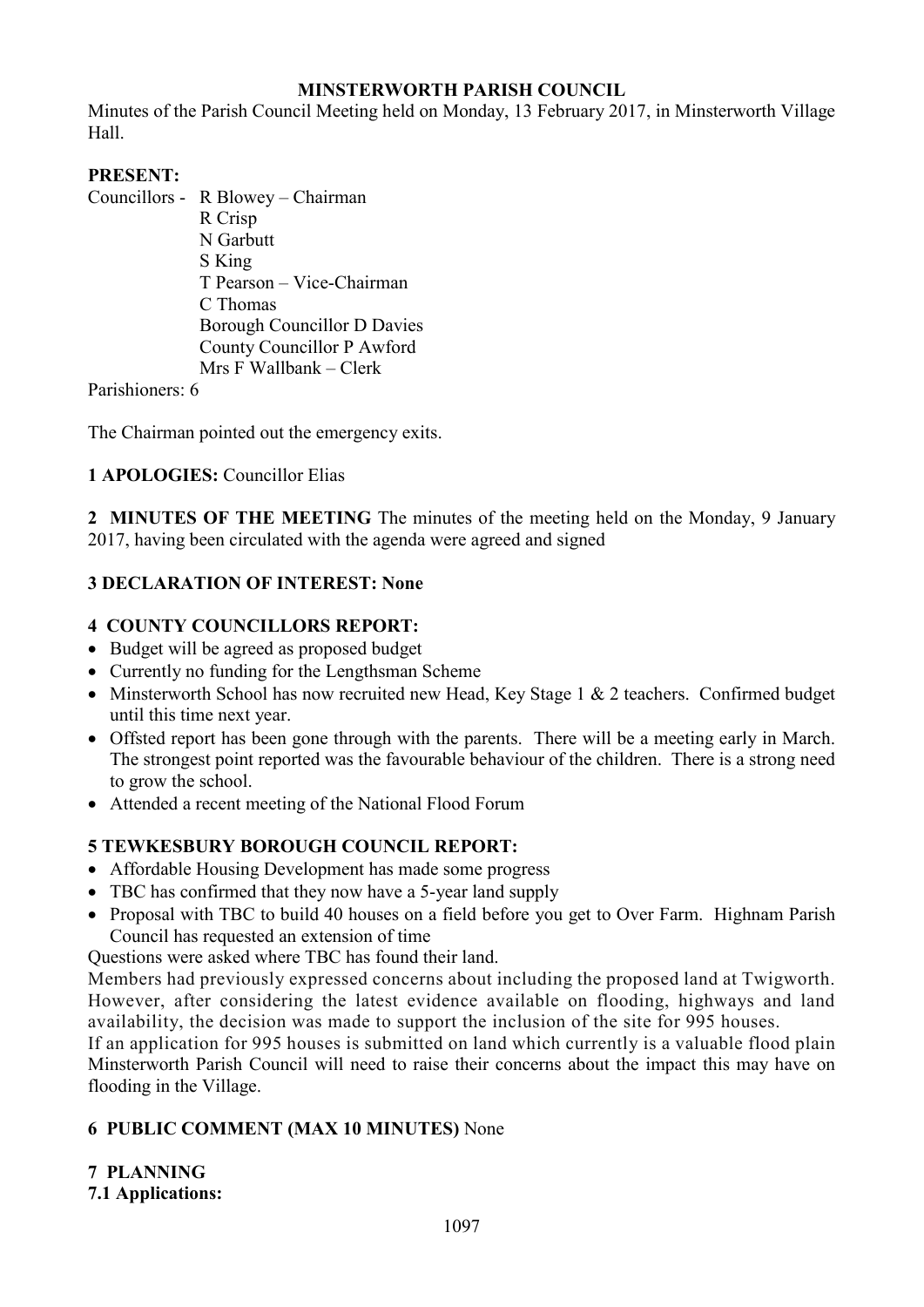# MINSTERWORTH PARISH COUNCIL

Minutes of the Parish Council Meeting held on Monday, 13 February 2017, in Minsterworth Village Hall.

**PRESENT:**

Councillors - R Blowey – Chairman
R Crisp
N Garbutt
S King
T Pearson – Vice-Chairman
C Thomas
Borough Councillor D Davies
County Councillor P Awford
Mrs F Wallbank – Clerk

Parishioners: 6

The Chairman pointed out the emergency exits.

**1 APOLOGIES:** Councillor Elias

**2 MINUTES OF THE MEETING** The minutes of the meeting held on the Monday, 9 January 2017, having been circulated with the agenda were agreed and signed

**3 DECLARATION OF INTEREST: None**

**4 COUNTY COUNCILLORS REPORT:**

- Budget will be agreed as proposed budget
- Currently no funding for the Lengthsman Scheme
- Minsterworth School has now recruited new Head, Key Stage 1 & 2 teachers. Confirmed budget until this time next year.
- Offsted report has been gone through with the parents. There will be a meeting early in March. The strongest point reported was the favourable behaviour of the children. There is a strong need to grow the school.
- Attended a recent meeting of the National Flood Forum

**5 TEWKESBURY BOROUGH COUNCIL REPORT:**

- Affordable Housing Development has made some progress
- TBC has confirmed that they now have a 5-year land supply
- Proposal with TBC to build 40 houses on a field before you get to Over Farm. Highnam Parish Council has requested an extension of time

Questions were asked where TBC has found their land.

Members had previously expressed concerns about including the proposed land at Twigworth. However, after considering the latest evidence available on flooding, highways and land availability, the decision was made to support the inclusion of the site for 995 houses.

If an application for 995 houses is submitted on land which currently is a valuable flood plain Minsterworth Parish Council will need to raise their concerns about the impact this may have on flooding in the Village.

**6 PUBLIC COMMENT (MAX 10 MINUTES)** None

**7 PLANNING**

**7.1 Applications:**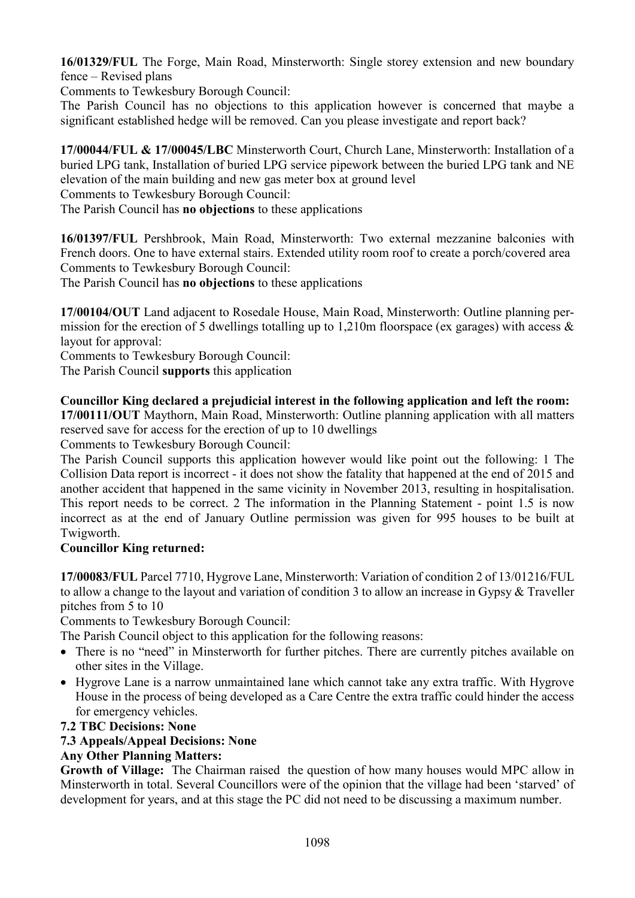**16/01329/FUL** The Forge, Main Road, Minsterworth: Single storey extension and new boundary fence – Revised plans

Comments to Tewkesbury Borough Council:

The Parish Council has no objections to this application however is concerned that maybe a significant established hedge will be removed. Can you please investigate and report back?

**17/00044/FUL & 17/00045/LBC** Minsterworth Court, Church Lane, Minsterworth: Installation of a buried LPG tank, Installation of buried LPG service pipework between the buried LPG tank and NE elevation of the main building and new gas meter box at ground level

Comments to Tewkesbury Borough Council:

The Parish Council has **no objections** to these applications

**16/01397/FUL** Pershbrook, Main Road, Minsterworth: Two external mezzanine balconies with French doors. One to have external stairs. Extended utility room roof to create a porch/covered area

Comments to Tewkesbury Borough Council:

The Parish Council has **no objections** to these applications

**17/00104/OUT** Land adjacent to Rosedale House, Main Road, Minsterworth: Outline planning permission for the erection of 5 dwellings totalling up to 1,210m floorspace (ex garages) with access & layout for approval:

Comments to Tewkesbury Borough Council:

The Parish Council **supports** this application

**Councillor King declared a prejudicial interest in the following application and left the room:**

**17/00111/OUT** Maythorn, Main Road, Minsterworth: Outline planning application with all matters reserved save for access for the erection of up to 10 dwellings

Comments to Tewkesbury Borough Council:

The Parish Council supports this application however would like point out the following: 1 The Collision Data report is incorrect - it does not show the fatality that happened at the end of 2015 and another accident that happened in the same vicinity in November 2013, resulting in hospitalisation. This report needs to be correct. 2 The information in the Planning Statement - point 1.5 is now incorrect as at the end of January Outline permission was given for 995 houses to be built at Twigworth.

**Councillor King returned:**

**17/00083/FUL** Parcel 7710, Hygrove Lane, Minsterworth: Variation of condition 2 of 13/01216/FUL to allow a change to the layout and variation of condition 3 to allow an increase in Gypsy & Traveller pitches from 5 to 10

Comments to Tewkesbury Borough Council:

The Parish Council object to this application for the following reasons:

- There is no "need" in Minsterworth for further pitches. There are currently pitches available on other sites in the Village.
- Hygrove Lane is a narrow unmaintained lane which cannot take any extra traffic. With Hygrove House in the process of being developed as a Care Centre the extra traffic could hinder the access for emergency vehicles.

**7.2 TBC Decisions: None**

**7.3 Appeals/Appeal Decisions: None**

**Any Other Planning Matters:**

**Growth of Village:** The Chairman raised the question of how many houses would MPC allow in Minsterworth in total. Several Councillors were of the opinion that the village had been 'starved' of development for years, and at this stage the PC did not need to be discussing a maximum number.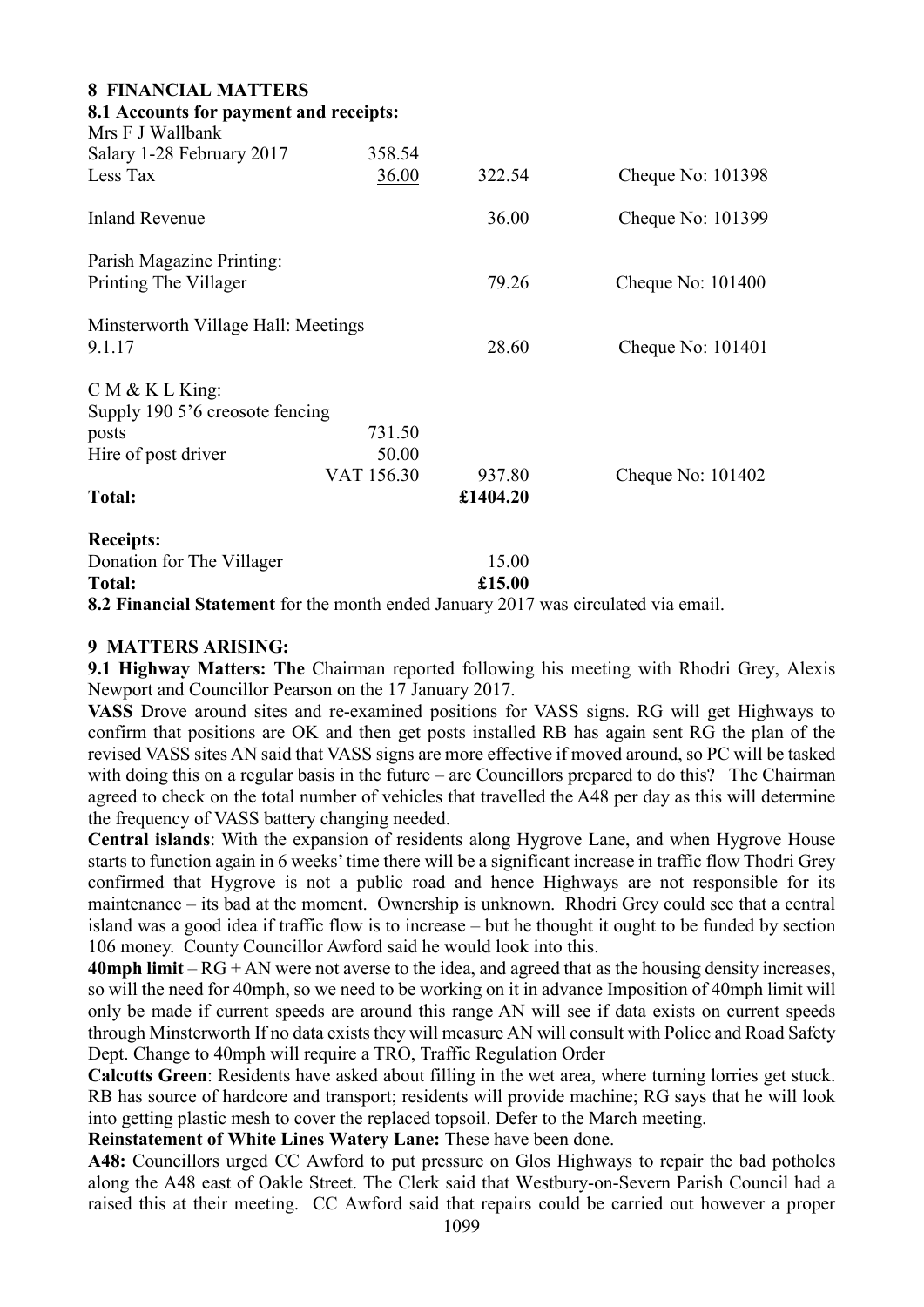## 8 FINANCIAL MATTERS

### 8.1 Accounts for payment and receipts:

| | | | |
|---|---|---|---|
| Mrs F J Wallbank | | | |
| Salary 1-28 February 2017 | 358.54 | | |
| Less Tax | 36.00 | 322.54 | Cheque No: 101398 |
| Inland Revenue | | 36.00 | Cheque No: 101399 |
| Parish Magazine Printing: | | | |
| Printing The Villager | | 79.26 | Cheque No: 101400 |
| Minsterworth Village Hall: Meetings | | | |
| 9.1.17 | | 28.60 | Cheque No: 101401 |
| C M & K L King: | | | |
| Supply 190 5'6 creosote fencing posts | 731.50 | | |
| Hire of post driver | 50.00 | | |
| | VAT 156.30 | 937.80 | Cheque No: 101402 |
| **Total:** | | **£1404.20** | |

**Receipts:**

| | |
|---|---|
| Donation for The Villager | 15.00 |
| **Total:** | **£15.00** |

**8.2 Financial Statement** for the month ended January 2017 was circulated via email.

## 9 MATTERS ARISING:

**9.1 Highway Matters: The** Chairman reported following his meeting with Rhodri Grey, Alexis Newport and Councillor Pearson on the 17 January 2017.

**VASS** Drove around sites and re-examined positions for VASS signs. RG will get Highways to confirm that positions are OK and then get posts installed RB has again sent RG the plan of the revised VASS sites AN said that VASS signs are more effective if moved around, so PC will be tasked with doing this on a regular basis in the future – are Councillors prepared to do this? The Chairman agreed to check on the total number of vehicles that travelled the A48 per day as this will determine the frequency of VASS battery changing needed.

**Central islands**: With the expansion of residents along Hygrove Lane, and when Hygrove House starts to function again in 6 weeks' time there will be a significant increase in traffic flow Thodri Grey confirmed that Hygrove is not a public road and hence Highways are not responsible for its maintenance – its bad at the moment. Ownership is unknown. Rhodri Grey could see that a central island was a good idea if traffic flow is to increase – but he thought it ought to be funded by section 106 money. County Councillor Awford said he would look into this.

**40mph limit** – RG + AN were not averse to the idea, and agreed that as the housing density increases, so will the need for 40mph, so we need to be working on it in advance Imposition of 40mph limit will only be made if current speeds are around this range AN will see if data exists on current speeds through Minsterworth If no data exists they will measure AN will consult with Police and Road Safety Dept. Change to 40mph will require a TRO, Traffic Regulation Order

**Calcotts Green**: Residents have asked about filling in the wet area, where turning lorries get stuck. RB has source of hardcore and transport; residents will provide machine; RG says that he will look into getting plastic mesh to cover the replaced topsoil. Defer to the March meeting.

**Reinstatement of White Lines Watery Lane:** These have been done.

**A48:** Councillors urged CC Awford to put pressure on Glos Highways to repair the bad potholes along the A48 east of Oakle Street. The Clerk said that Westbury-on-Severn Parish Council had a raised this at their meeting. CC Awford said that repairs could be carried out however a proper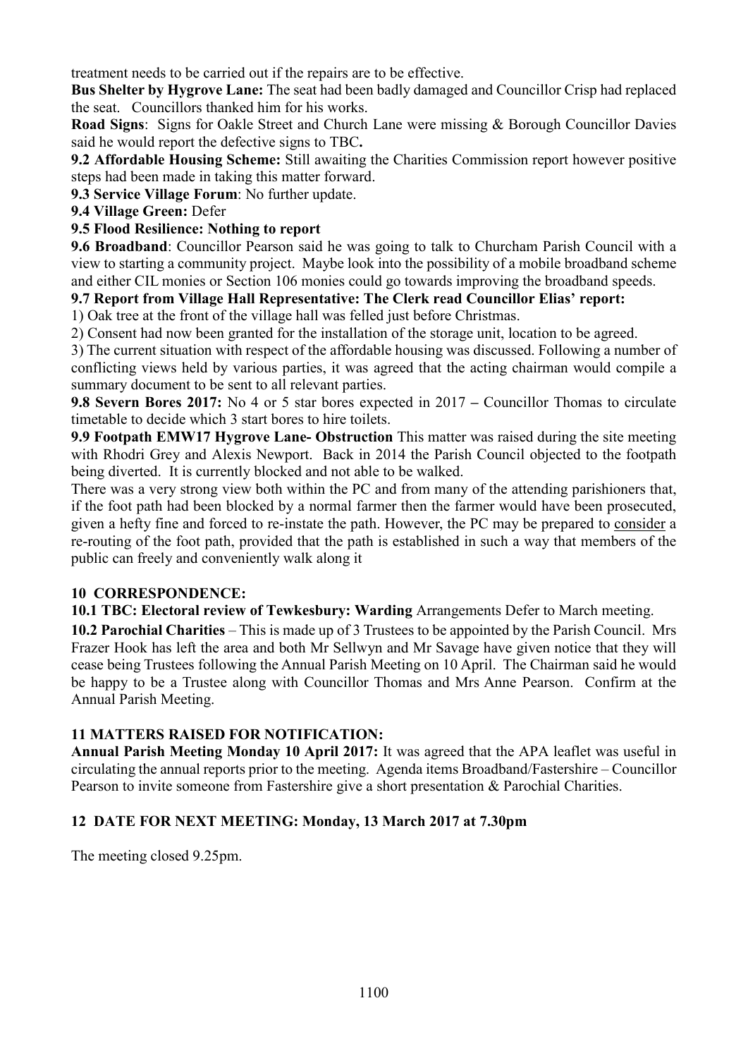treatment needs to be carried out if the repairs are to be effective.

**Bus Shelter by Hygrove Lane:** The seat had been badly damaged and Councillor Crisp had replaced the seat. Councillors thanked him for his works.

**Road Signs**: Signs for Oakle Street and Church Lane were missing & Borough Councillor Davies said he would report the defective signs to TBC**.**

**9.2 Affordable Housing Scheme:** Still awaiting the Charities Commission report however positive steps had been made in taking this matter forward.

**9.3 Service Village Forum**: No further update.

**9.4 Village Green:** Defer

**9.5 Flood Resilience: Nothing to report**

**9.6 Broadband**: Councillor Pearson said he was going to talk to Churcham Parish Council with a view to starting a community project. Maybe look into the possibility of a mobile broadband scheme and either CIL monies or Section 106 monies could go towards improving the broadband speeds.

**9.7 Report from Village Hall Representative: The Clerk read Councillor Elias' report:**

1) Oak tree at the front of the village hall was felled just before Christmas.

2) Consent had now been granted for the installation of the storage unit, location to be agreed.

3) The current situation with respect of the affordable housing was discussed. Following a number of conflicting views held by various parties, it was agreed that the acting chairman would compile a summary document to be sent to all relevant parties.

**9.8 Severn Bores 2017:** No 4 or 5 star bores expected in 2017 **–** Councillor Thomas to circulate timetable to decide which 3 start bores to hire toilets.

**9.9 Footpath EMW17 Hygrove Lane- Obstruction** This matter was raised during the site meeting with Rhodri Grey and Alexis Newport. Back in 2014 the Parish Council objected to the footpath being diverted. It is currently blocked and not able to be walked.

There was a very strong view both within the PC and from many of the attending parishioners that, if the foot path had been blocked by a normal farmer then the farmer would have been prosecuted, given a hefty fine and forced to re-instate the path. However, the PC may be prepared to consider a re-routing of the foot path, provided that the path is established in such a way that members of the public can freely and conveniently walk along it

## 10 CORRESPONDENCE:

**10.1 TBC: Electoral review of Tewkesbury: Warding** Arrangements Defer to March meeting.

**10.2 Parochial Charities** – This is made up of 3 Trustees to be appointed by the Parish Council. Mrs Frazer Hook has left the area and both Mr Sellwyn and Mr Savage have given notice that they will cease being Trustees following the Annual Parish Meeting on 10 April. The Chairman said he would be happy to be a Trustee along with Councillor Thomas and Mrs Anne Pearson. Confirm at the Annual Parish Meeting.

## 11 MATTERS RAISED FOR NOTIFICATION:

**Annual Parish Meeting Monday 10 April 2017:** It was agreed that the APA leaflet was useful in circulating the annual reports prior to the meeting. Agenda items Broadband/Fastershire – Councillor Pearson to invite someone from Fastershire give a short presentation & Parochial Charities.

## 12 DATE FOR NEXT MEETING: Monday, 13 March 2017 at 7.30pm

The meeting closed 9.25pm.